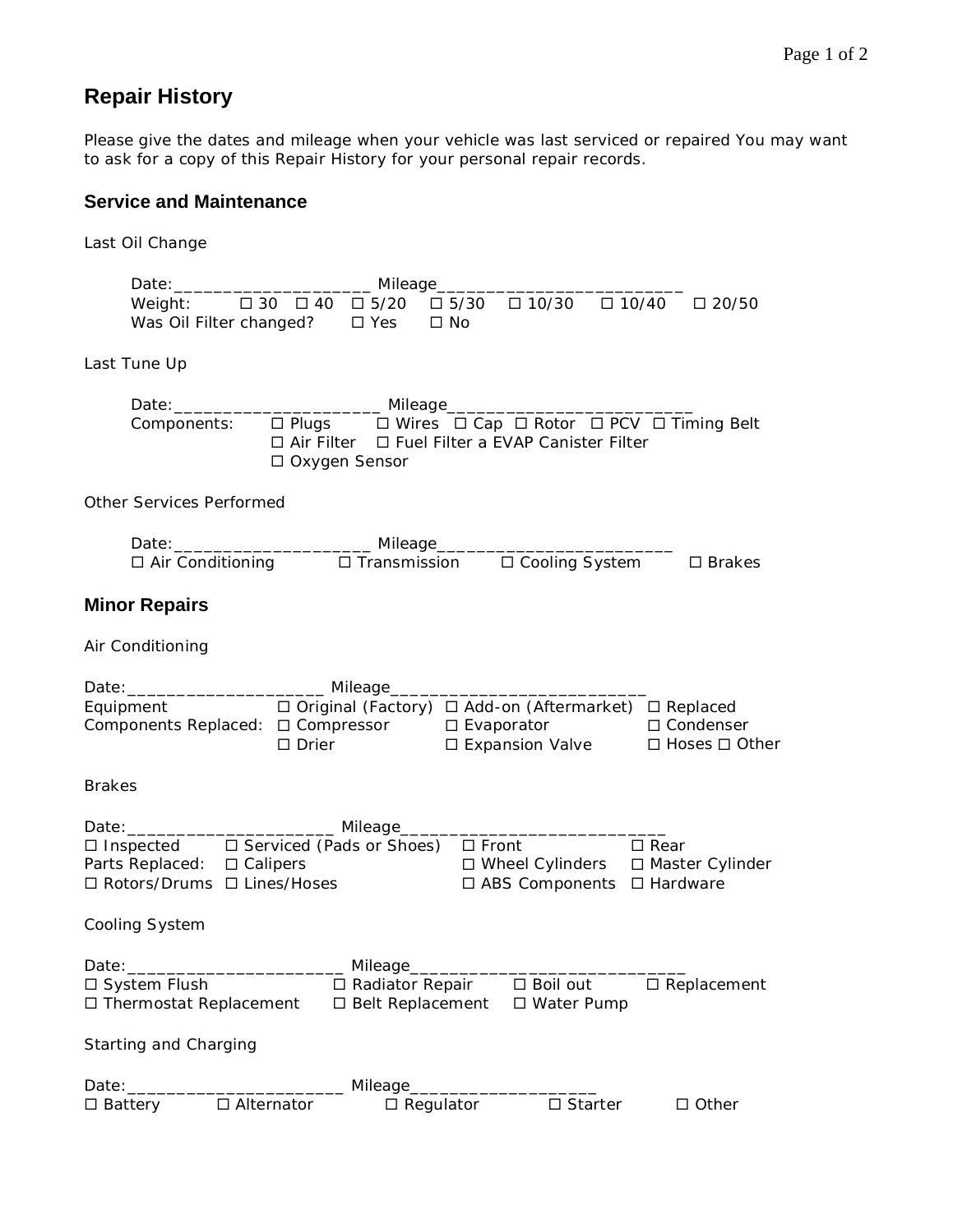## Repair History

Please give the dates and mileage when your vehicle was last serviced or repaired You may want to ask for a copy of this Repair History for your personal repair records.

### Service and Maintenance

Last Oil Change

Date:____________________ Mileage_________________________

Weight: ☐ 30 ☐ 40 ☐ 5/20 ☐ 5/30 ☐ 10/30 ☐ 10/40 ☐ 20/50

Was Oil Filter changed? ☐ Yes ☐ No

Last Tune Up

Date:_____________________ Mileage_________________________

Components: ☐ Plugs ☐ Wires ☐ Cap ☐ Rotor ☐ PCV ☐ Timing Belt

☐ Air Filter ☐ Fuel Filter a EVAP Canister Filter

☐ Oxygen Sensor

Other Services Performed

Date:____________________ Mileage________________________

☐ Air Conditioning ☐ Transmission ☐ Cooling System ☐ Brakes

### Minor Repairs

Air Conditioning

Date:____________________ Mileage__________________________

Equipment ☐ Original (Factory) ☐ Add-on (Aftermarket) ☐ Replaced

Components Replaced: ☐ Compressor ☐ Evaporator ☐ Condenser

☐ Drier ☐ Expansion Valve ☐ Hoses ☐ Other

Brakes

Date:_____________________ Mileage___________________________

☐ Inspected ☐ Serviced (Pads or Shoes) ☐ Front ☐ Rear

Parts Replaced: ☐ Calipers ☐ Wheel Cylinders ☐ Master Cylinder

☐ Rotors/Drums ☐ Lines/Hoses ☐ ABS Components ☐ Hardware

Cooling System

Date:______________________ Mileage____________________________

☐ System Flush ☐ Radiator Repair ☐ Boil out ☐ Replacement

☐ Thermostat Replacement ☐ Belt Replacement ☐ Water Pump

Starting and Charging

Date:______________________ Mileage___________________

☐ Battery ☐ Alternator ☐ Regulator ☐ Starter ☐ Other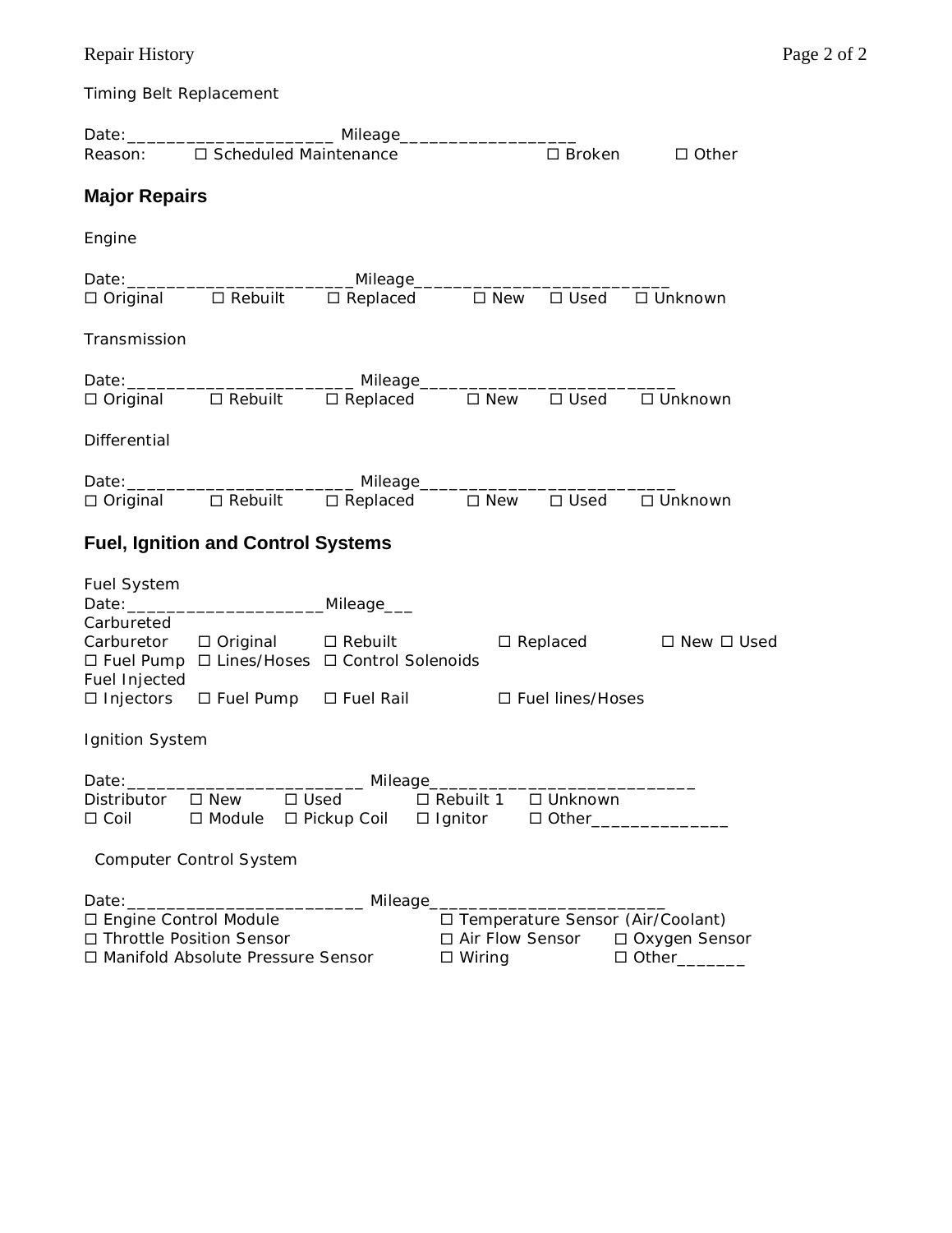Timing Belt Replacement

Date:_____________________ Mileage__________________
Reason: ☐ Scheduled Maintenance ☐ Broken ☐ Other

## Major Repairs

Engine

Date:_______________________Mileage_________________________
☐ Original ☐ Rebuilt ☐ Replaced ☐ New ☐ Used ☐ Unknown

Transmission

Date:_______________________ Mileage_________________________
☐ Original ☐ Rebuilt ☐ Replaced ☐ New ☐ Used ☐ Unknown

Differential

Date:_______________________ Mileage_________________________
☐ Original ☐ Rebuilt ☐ Replaced ☐ New ☐ Used ☐ Unknown

## Fuel, Ignition and Control Systems

Fuel System
Date:____________________Mileage___
Carbureted
Carburetor ☐ Original ☐ Rebuilt ☐ Replaced ☐ New ☐ Used
☐ Fuel Pump ☐ Lines/Hoses ☐ Control Solenoids
Fuel Injected
☐ Injectors ☐ Fuel Pump ☐ Fuel Rail ☐ Fuel lines/Hoses

Ignition System

Date:________________________ Mileage__________________________
Distributor ☐ New ☐ Used ☐ Rebuilt 1 ☐ Unknown
☐ Coil ☐ Module ☐ Pickup Coil ☐ Ignitor ☐ Other______________

Computer Control System

Date:________________________ Mileage_______________________
☐ Engine Control Module ☐ Temperature Sensor (Air/Coolant)
☐ Throttle Position Sensor ☐ Air Flow Sensor ☐ Oxygen Sensor
☐ Manifold Absolute Pressure Sensor ☐ Wiring ☐ Other_______